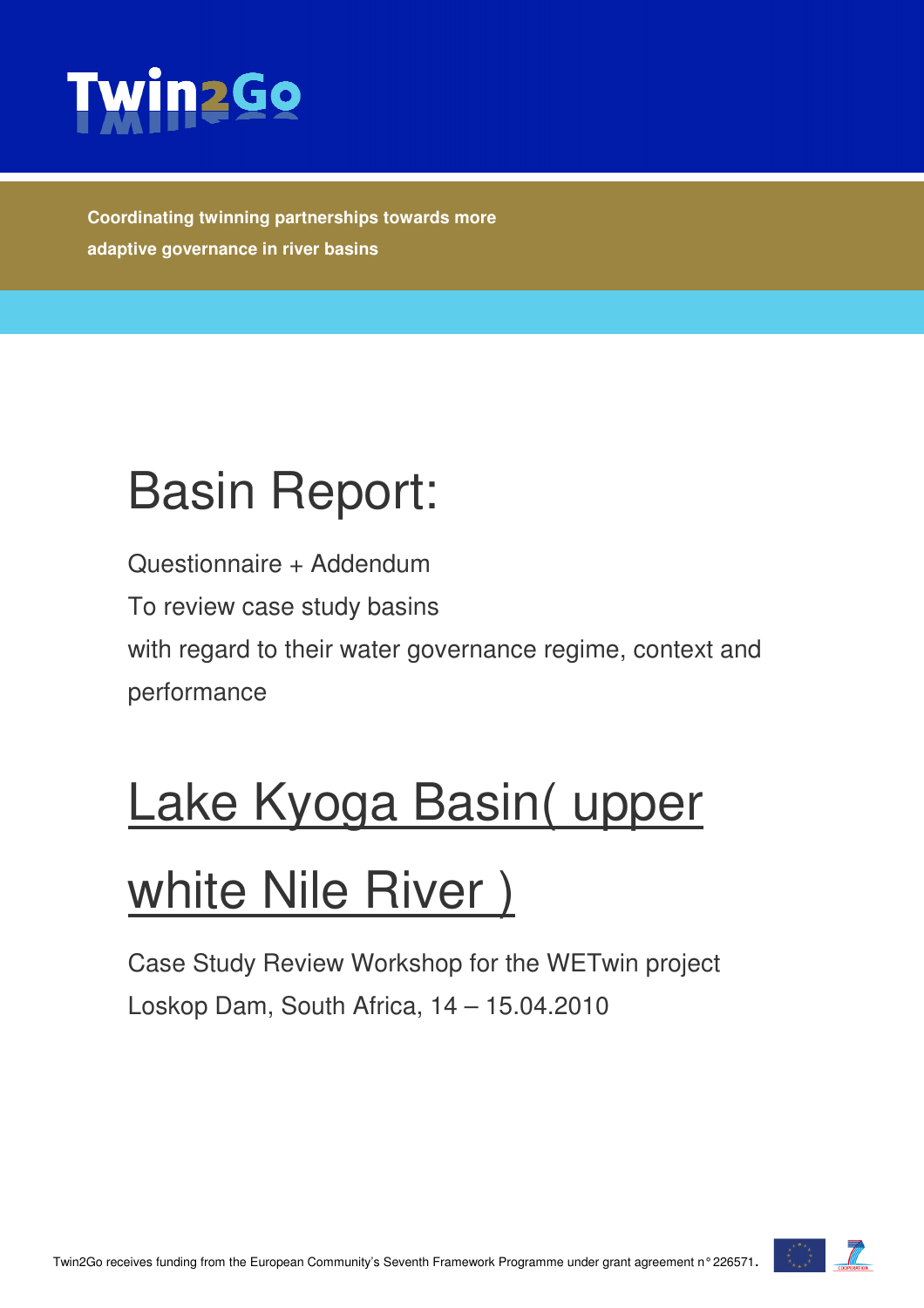Twin2Go

**Coordinating twinning partnerships towards more adaptive governance in river basins**

# Basin Report:

Questionnaire + Addendum

To review case study basins

with regard to their water governance regime, context and performance

# Lake Kyoga Basin( upper white Nile River )

Case Study Review Workshop for the WETwin project

Loskop Dam, South Africa, 14 – 15.04.2010

Twin2Go receives funding from the European Community's Seventh Framework Programme under grant agreement n° 226571.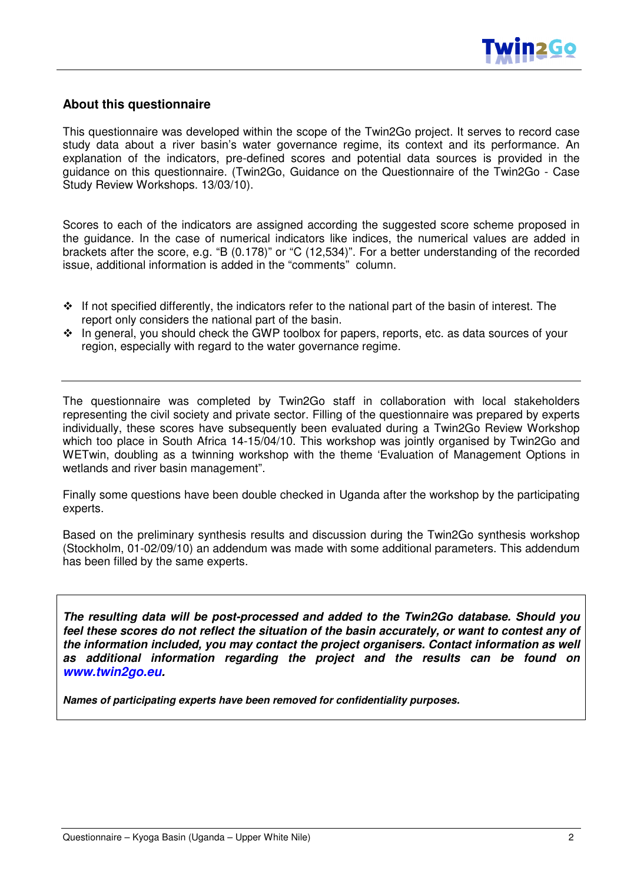## About this questionnaire

This questionnaire was developed within the scope of the Twin2Go project. It serves to record case study data about a river basin's water governance regime, its context and its performance. An explanation of the indicators, pre-defined scores and potential data sources is provided in the guidance on this questionnaire. (Twin2Go, Guidance on the Questionnaire of the Twin2Go - Case Study Review Workshops. 13/03/10).

Scores to each of the indicators are assigned according the suggested score scheme proposed in the guidance. In the case of numerical indicators like indices, the numerical values are added in brackets after the score, e.g. "B (0.178)" or "C (12,534)". For a better understanding of the recorded issue, additional information is added in the "comments" column.

- If not specified differently, the indicators refer to the national part of the basin of interest. The report only considers the national part of the basin.
- In general, you should check the GWP toolbox for papers, reports, etc. as data sources of your region, especially with regard to the water governance regime.

---

The questionnaire was completed by Twin2Go staff in collaboration with local stakeholders representing the civil society and private sector. Filling of the questionnaire was prepared by experts individually, these scores have subsequently been evaluated during a Twin2Go Review Workshop which too place in South Africa 14-15/04/10. This workshop was jointly organised by Twin2Go and WETwin, doubling as a twinning workshop with the theme 'Evaluation of Management Options in wetlands and river basin management".

Finally some questions have been double checked in Uganda after the workshop by the participating experts.

Based on the preliminary synthesis results and discussion during the Twin2Go synthesis workshop (Stockholm, 01-02/09/10) an addendum was made with some additional parameters. This addendum has been filled by the same experts.

***The resulting data will be post-processed and added to the Twin2Go database. Should you feel these scores do not reflect the situation of the basin accurately, or want to contest any of the information included, you may contact the project organisers. Contact information as well as additional information regarding the project and the results can be found on www.twin2go.eu.***

***Names of participating experts have been removed for confidentiality purposes.***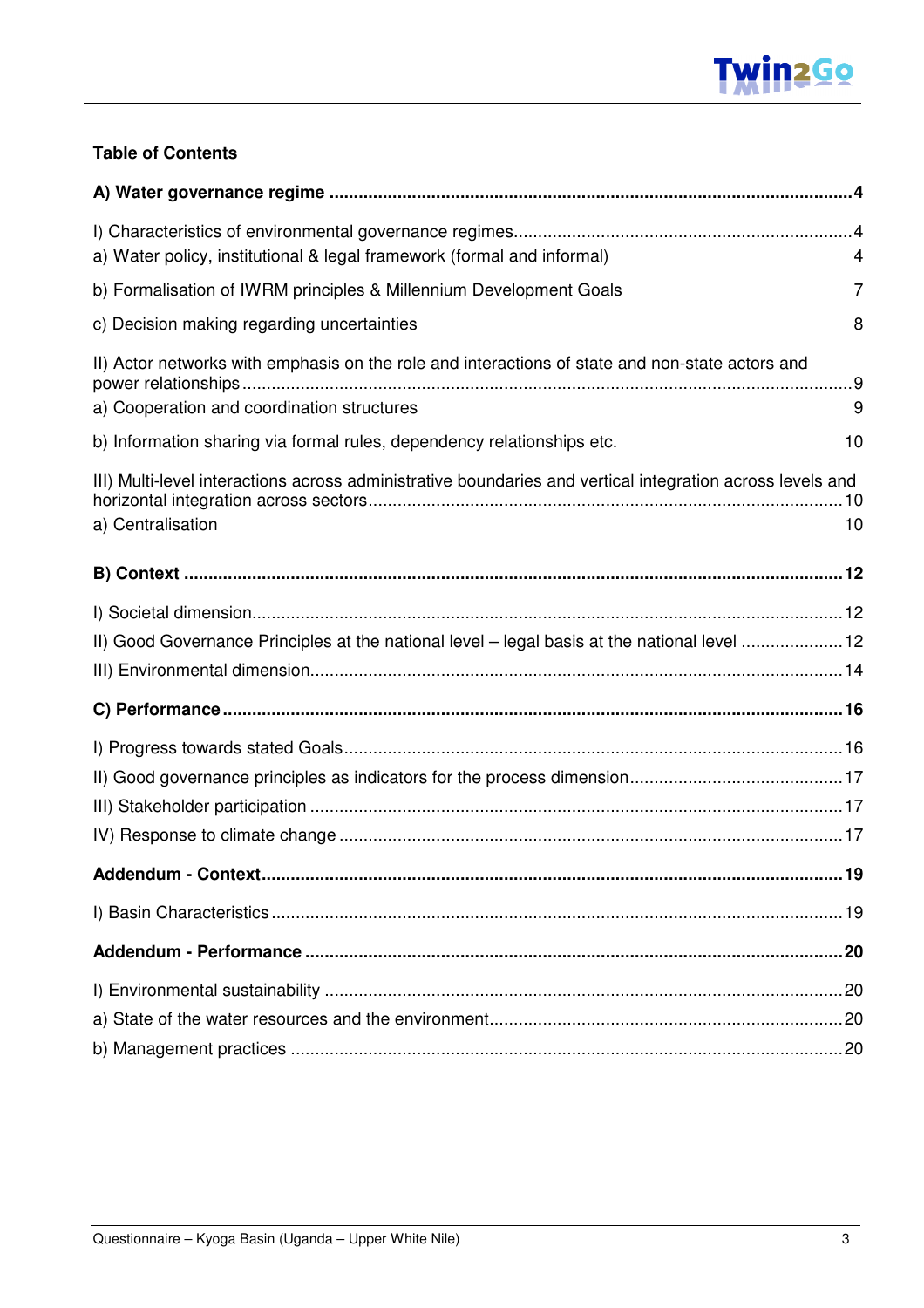## Table of Contents

**A) Water governance regime** .... **4**

I) Characteristics of environmental governance regimes .... 4

a) Water policy, institutional & legal framework (formal and informal) 4

b) Formalisation of IWRM principles & Millennium Development Goals 7

c) Decision making regarding uncertainties 8

II) Actor networks with emphasis on the role and interactions of state and non-state actors and power relationships .... 9

a) Cooperation and coordination structures 9

b) Information sharing via formal rules, dependency relationships etc. 10

III) Multi-level interactions across administrative boundaries and vertical integration across levels and horizontal integration across sectors .... 10

a) Centralisation 10

**B) Context** .... **12**

I) Societal dimension .... 12

II) Good Governance Principles at the national level – legal basis at the national level .... 12

III) Environmental dimension .... 14

**C) Performance** .... **16**

I) Progress towards stated Goals .... 16

II) Good governance principles as indicators for the process dimension .... 17

III) Stakeholder participation .... 17

IV) Response to climate change .... 17

**Addendum - Context** .... **19**

I) Basin Characteristics .... 19

**Addendum - Performance** .... **20**

I) Environmental sustainability .... 20

a) State of the water resources and the environment .... 20

b) Management practices .... 20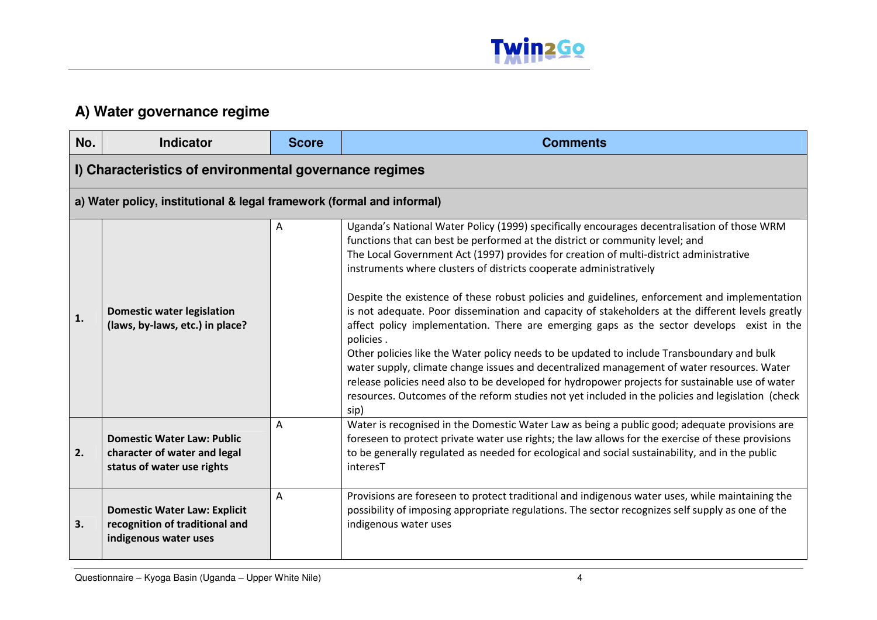## A) Water governance regime

| No. | Indicator | Score | Comments |
|---|---|---|---|
| **I) Characteristics of environmental governance regimes** | | | |
| **a) Water policy, institutional & legal framework (formal and informal)** | | | |
| **1.** | **Domestic water legislation (laws, by-laws, etc.) in place?** | A | Uganda's National Water Policy (1999) specifically encourages decentralisation of those WRM functions that can best be performed at the district or community level; and The Local Government Act (1997) provides for creation of multi-district administrative instruments where clusters of districts cooperate administratively<br><br>Despite the existence of these robust policies and guidelines, enforcement and implementation is not adequate. Poor dissemination and capacity of stakeholders at the different levels greatly affect policy implementation. There are emerging gaps as the sector develops exist in the policies .<br>Other policies like the Water policy needs to be updated to include Transboundary and bulk water supply, climate change issues and decentralized management of water resources. Water release policies need also to be developed for hydropower projects for sustainable use of water resources. Outcomes of the reform studies not yet included in the policies and legislation (check sip) |
| **2.** | **Domestic Water Law: Public character of water and legal status of water use rights** | A | Water is recognised in the Domestic Water Law as being a public good; adequate provisions are foreseen to protect private water use rights; the law allows for the exercise of these provisions to be generally regulated as needed for ecological and social sustainability, and in the public interesT |
| **3.** | **Domestic Water Law: Explicit recognition of traditional and indigenous water uses** | A | Provisions are foreseen to protect traditional and indigenous water uses, while maintaining the possibility of imposing appropriate regulations. The sector recognizes self supply as one of the indigenous water uses |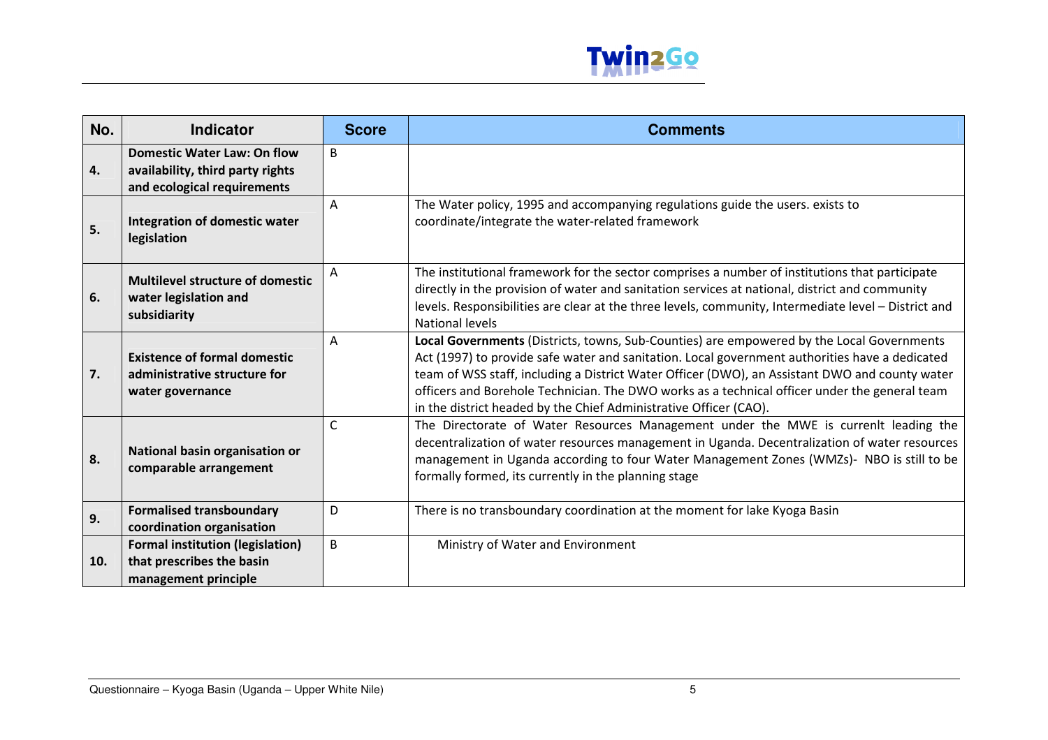| No. | Indicator | Score | Comments |
|---|---|---|---|
| 4. | **Domestic Water Law: On flow availability, third party rights and ecological requirements** | B | |
| 5. | **Integration of domestic water legislation** | A | The Water policy, 1995 and accompanying regulations guide the users. exists to coordinate/integrate the water-related framework |
| 6. | **Multilevel structure of domestic water legislation and subsidiarity** | A | The institutional framework for the sector comprises a number of institutions that participate directly in the provision of water and sanitation services at national, district and community levels. Responsibilities are clear at the three levels, community, Intermediate level – District and National levels |
| 7. | **Existence of formal domestic administrative structure for water governance** | A | **Local Governments** (Districts, towns, Sub-Counties) are empowered by the Local Governments Act (1997) to provide safe water and sanitation. Local government authorities have a dedicated team of WSS staff, including a District Water Officer (DWO), an Assistant DWO and county water officers and Borehole Technician. The DWO works as a technical officer under the general team in the district headed by the Chief Administrative Officer (CAO). |
| 8. | **National basin organisation or comparable arrangement** | C | The Directorate of Water Resources Management under the MWE is currenlt leading the decentralization of water resources management in Uganda. Decentralization of water resources management in Uganda according to four Water Management Zones (WMZs)- NBO is still to be formally formed, its currently in the planning stage |
| 9. | **Formalised transboundary coordination organisation** | D | There is no transboundary coordination at the moment for lake Kyoga Basin |
| 10. | **Formal institution (legislation) that prescribes the basin management principle** | B | Ministry of Water and Environment |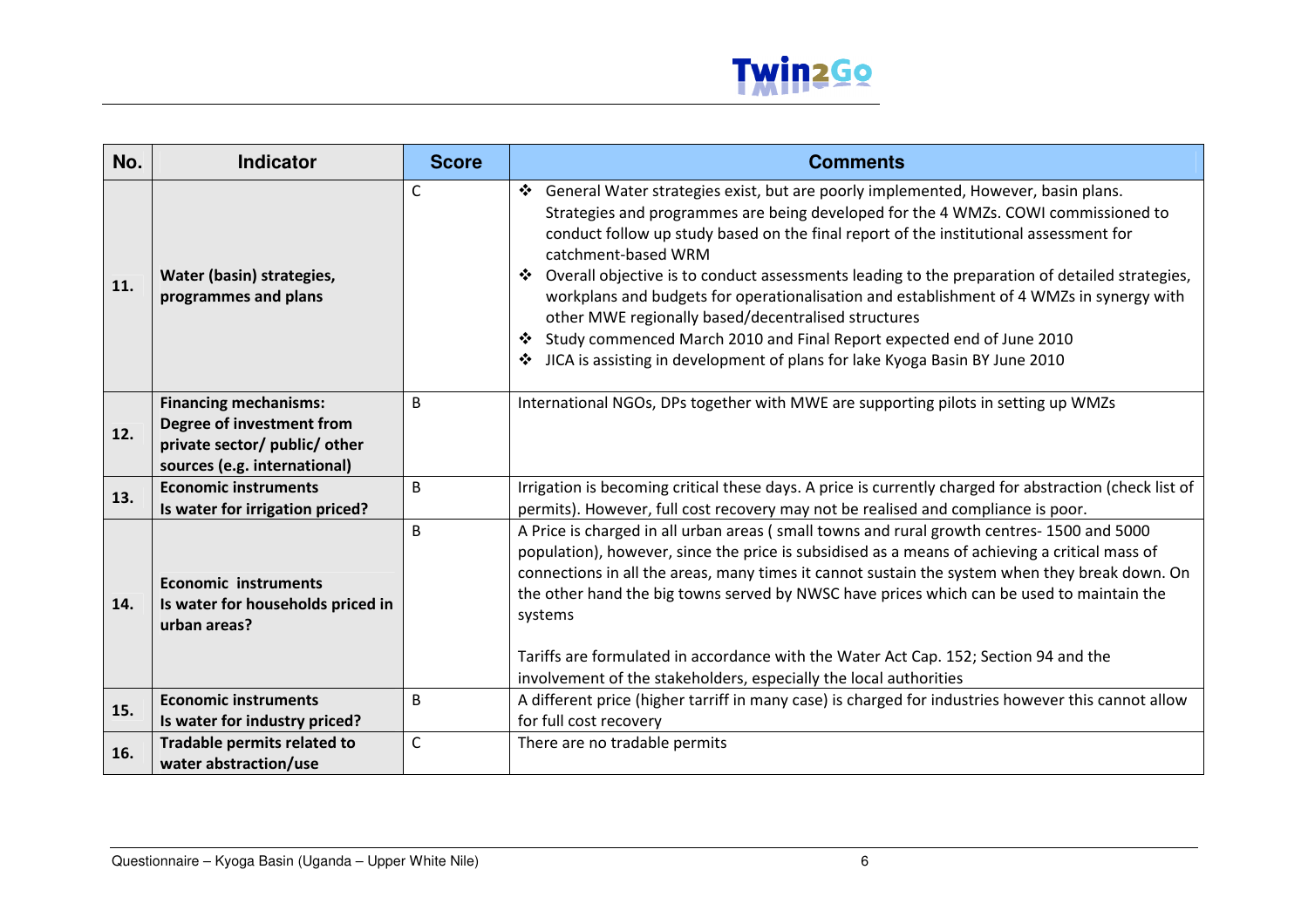| No. | Indicator | Score | Comments |
|---|---|---|---|
| **11.** | **Water (basin) strategies, programmes and plans** | C | ❖ General Water strategies exist, but are poorly implemented, However, basin plans. Strategies and programmes are being developed for the 4 WMZs. COWI commissioned to conduct follow up study based on the final report of the institutional assessment for catchment-based WRM<br>❖ Overall objective is to conduct assessments leading to the preparation of detailed strategies, workplans and budgets for operationalisation and establishment of 4 WMZs in synergy with other MWE regionally based/decentralised structures<br>❖ Study commenced March 2010 and Final Report expected end of June 2010<br>❖ JICA is assisting in development of plans for lake Kyoga Basin BY June 2010 |
| **12.** | **Financing mechanisms: Degree of investment from private sector/ public/ other sources (e.g. international)** | B | International NGOs, DPs together with MWE are supporting pilots in setting up WMZs |
| **13.** | **Economic instruments**<br>**Is water for irrigation priced?** | B | Irrigation is becoming critical these days. A price is currently charged for abstraction (check list of permits). However, full cost recovery may not be realised and compliance is poor. |
| **14.** | **Economic instruments**<br>**Is water for households priced in urban areas?** | B | A Price is charged in all urban areas ( small towns and rural growth centres- 1500 and 5000 population), however, since the price is subsidised as a means of achieving a critical mass of connections in all the areas, many times it cannot sustain the system when they break down. On the other hand the big towns served by NWSC have prices which can be used to maintain the systems<br><br>Tariffs are formulated in accordance with the Water Act Cap. 152; Section 94 and the involvement of the stakeholders, especially the local authorities |
| **15.** | **Economic instruments**<br>**Is water for industry priced?** | B | A different price (higher tarriff in many case) is charged for industries however this cannot allow for full cost recovery |
| **16.** | **Tradable permits related to water abstraction/use** | C | There are no tradable permits |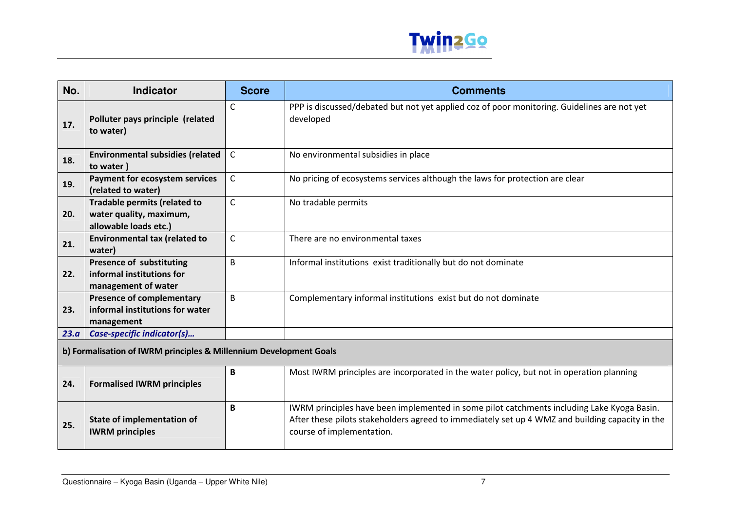| No. | Indicator | Score | Comments |
|---|---|---|---|
| **17.** | **Polluter pays principle (related to water)** | C | PPP is discussed/debated but not yet applied coz of poor monitoring. Guidelines are not yet developed |
| **18.** | **Environmental subsidies (related to water )** | C | No environmental subsidies in place |
| **19.** | **Payment for ecosystem services (related to water)** | C | No pricing of ecosystems services although the laws for protection are clear |
| **20.** | **Tradable permits (related to water quality, maximum, allowable loads etc.)** | C | No tradable permits |
| **21.** | **Environmental tax (related to water)** | C | There are no environmental taxes |
| **22.** | **Presence of substituting informal institutions for management of water** | B | Informal institutions exist traditionally but do not dominate |
| **23.** | **Presence of complementary informal institutions for water management** | B | Complementary informal institutions exist but do not dominate |
| ***23.a*** | ***Case-specific indicator(s)…*** | | |
| **b) Formalisation of IWRM principles & Millennium Development Goals** | | | |
| **24.** | **Formalised IWRM principles** | **B** | Most IWRM principles are incorporated in the water policy, but not in operation planning |
| **25.** | **State of implementation of IWRM principles** | **B** | IWRM principles have been implemented in some pilot catchments including Lake Kyoga Basin. After these pilots stakeholders agreed to immediately set up 4 WMZ and building capacity in the course of implementation. |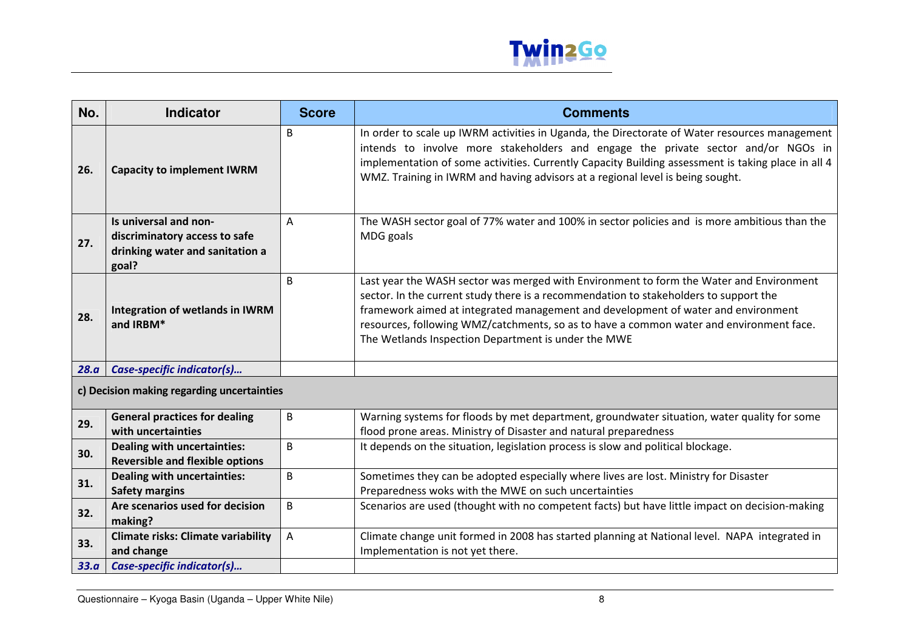| No. | Indicator | Score | Comments |
|---|---|---|---|
| **26.** | **Capacity to implement IWRM** | B | In order to scale up IWRM activities in Uganda, the Directorate of Water resources management intends to involve more stakeholders and engage the private sector and/or NGOs in implementation of some activities. Currently Capacity Building assessment is taking place in all 4 WMZ. Training in IWRM and having advisors at a regional level is being sought. |
| **27.** | **Is universal and non-discriminatory access to safe drinking water and sanitation a goal?** | A | The WASH sector goal of 77% water and 100% in sector policies and is more ambitious than the MDG goals |
| **28.** | **Integration of wetlands in IWRM and IRBM*** | B | Last year the WASH sector was merged with Environment to form the Water and Environment sector. In the current study there is a recommendation to stakeholders to support the framework aimed at integrated management and development of water and environment resources, following WMZ/catchments, so as to have a common water and environment face. The Wetlands Inspection Department is under the MWE |
| ***28.a*** | ***Case-specific indicator(s)…*** | | |
| **c) Decision making regarding uncertainties** | | | |
| **29.** | **General practices for dealing with uncertainties** | B | Warning systems for floods by met department, groundwater situation, water quality for some flood prone areas. Ministry of Disaster and natural preparedness |
| **30.** | **Dealing with uncertainties: Reversible and flexible options** | B | It depends on the situation, legislation process is slow and political blockage. |
| **31.** | **Dealing with uncertainties: Safety margins** | B | Sometimes they can be adopted especially where lives are lost. Ministry for Disaster Preparedness woks with the MWE on such uncertainties |
| **32.** | **Are scenarios used for decision making?** | B | Scenarios are used (thought with no competent facts) but have little impact on decision-making |
| **33.** | **Climate risks: Climate variability and change** | A | Climate change unit formed in 2008 has started planning at National level. NAPA integrated in Implementation is not yet there. |
| ***33.a*** | ***Case-specific indicator(s)…*** | | |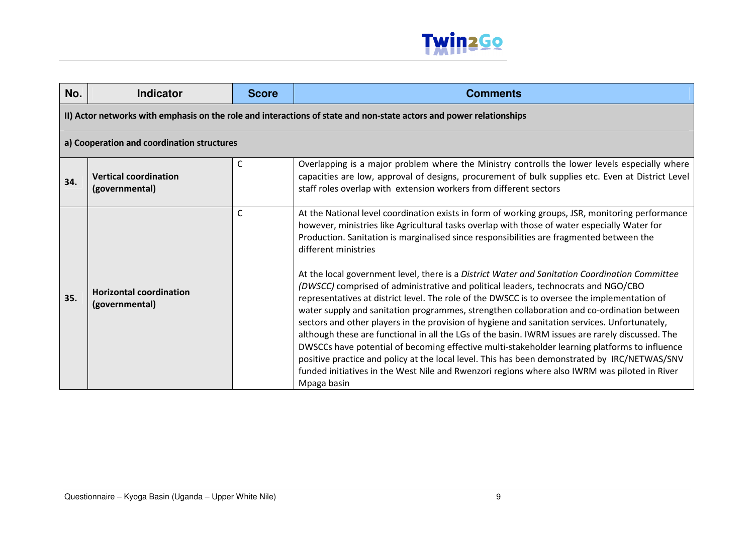| No. | Indicator | Score | Comments |
|---|---|---|---|
| **II) Actor networks with emphasis on the role and interactions of state and non-state actors and power relationships** | | | |
| **a) Cooperation and coordination structures** | | | |
| **34.** | **Vertical coordination (governmental)** | C | Overlapping is a major problem where the Ministry controlls the lower levels especially where capacities are low, approval of designs, procurement of bulk supplies etc. Even at District Level staff roles overlap with extension workers from different sectors |
| **35.** | **Horizontal coordination (governmental)** | C | At the National level coordination exists in form of working groups, JSR, monitoring performance however, ministries like Agricultural tasks overlap with those of water especially Water for Production. Sanitation is marginalised since responsibilities are fragmented between the different ministries<br><br>At the local government level, there is a *District Water and Sanitation Coordination Committee (DWSCC)* comprised of administrative and political leaders, technocrats and NGO/CBO representatives at district level. The role of the DWSCC is to oversee the implementation of water supply and sanitation programmes, strengthen collaboration and co-ordination between sectors and other players in the provision of hygiene and sanitation services. Unfortunately, although these are functional in all the LGs of the basin. IWRM issues are rarely discussed. The DWSCCs have potential of becoming effective multi-stakeholder learning platforms to influence positive practice and policy at the local level. This has been demonstrated by IRC/NETWAS/SNV funded initiatives in the West Nile and Rwenzori regions where also IWRM was piloted in River Mpaga basin |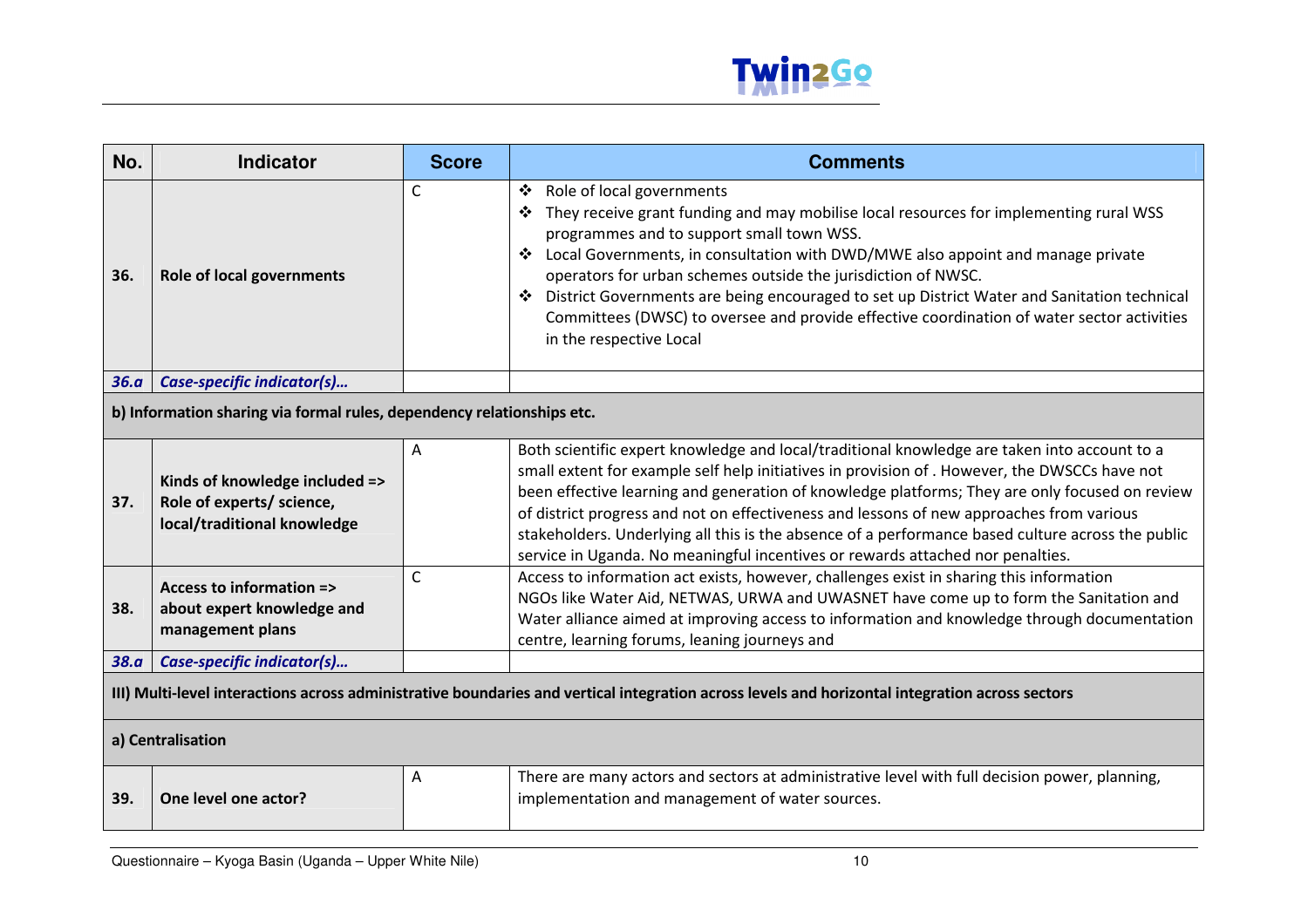| No. | Indicator | Score | Comments |
|---|---|---|---|
| 36. | Role of local governments | C | ❖ Role of local governments<br>❖ They receive grant funding and may mobilise local resources for implementing rural WSS programmes and to support small town WSS.<br>❖ Local Governments, in consultation with DWD/MWE also appoint and manage private operators for urban schemes outside the jurisdiction of NWSC.<br>❖ District Governments are being encouraged to set up District Water and Sanitation technical Committees (DWSC) to oversee and provide effective coordination of water sector activities in the respective Local |
| ***36.a*** | ***Case-specific indicator(s)…*** | | |
| **b) Information sharing via formal rules, dependency relationships etc.** | | | |
| 37. | Kinds of knowledge included => Role of experts/ science, local/traditional knowledge | A | Both scientific expert knowledge and local/traditional knowledge are taken into account to a small extent for example self help initiatives in provision of . However, the DWSCCs have not been effective learning and generation of knowledge platforms; They are only focused on review of district progress and not on effectiveness and lessons of new approaches from various stakeholders. Underlying all this is the absence of a performance based culture across the public service in Uganda. No meaningful incentives or rewards attached nor penalties. |
| 38. | Access to information => about expert knowledge and management plans | C | Access to information act exists, however, challenges exist in sharing this information NGOs like Water Aid, NETWAS, URWA and UWASNET have come up to form the Sanitation and Water alliance aimed at improving access to information and knowledge through documentation centre, learning forums, leaning journeys and |
| ***38.a*** | ***Case-specific indicator(s)…*** | | |
| **III) Multi-level interactions across administrative boundaries and vertical integration across levels and horizontal integration across sectors** | | | |
| **a) Centralisation** | | | |
| 39. | One level one actor? | A | There are many actors and sectors at administrative level with full decision power, planning, implementation and management of water sources. |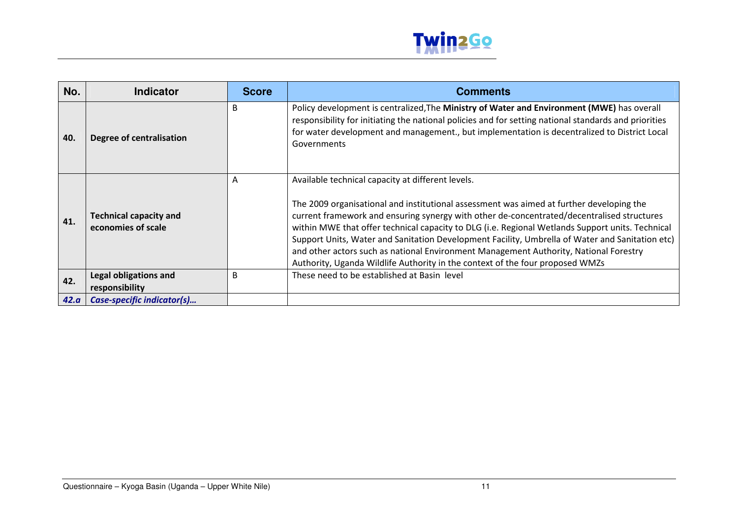| No. | Indicator | Score | Comments |
|---|---|---|---|
| **40.** | **Degree of centralisation** | B | Policy development is centralized,The **Ministry of Water and Environment (MWE)** has overall responsibility for initiating the national policies and for setting national standards and priorities for water development and management., but implementation is decentralized to District Local Governments |
| **41.** | **Technical capacity and economies of scale** | A | Available technical capacity at different levels.<br><br>The 2009 organisational and institutional assessment was aimed at further developing the current framework and ensuring synergy with other de-concentrated/decentralised structures within MWE that offer technical capacity to DLG (i.e. Regional Wetlands Support units. Technical Support Units, Water and Sanitation Development Facility, Umbrella of Water and Sanitation etc) and other actors such as national Environment Management Authority, National Forestry Authority, Uganda Wildlife Authority in the context of the four proposed WMZs |
| **42.** | **Legal obligations and responsibility** | B | These need to be established at Basin level |
| ***42.a*** | ***Case-specific indicator(s)…*** | | |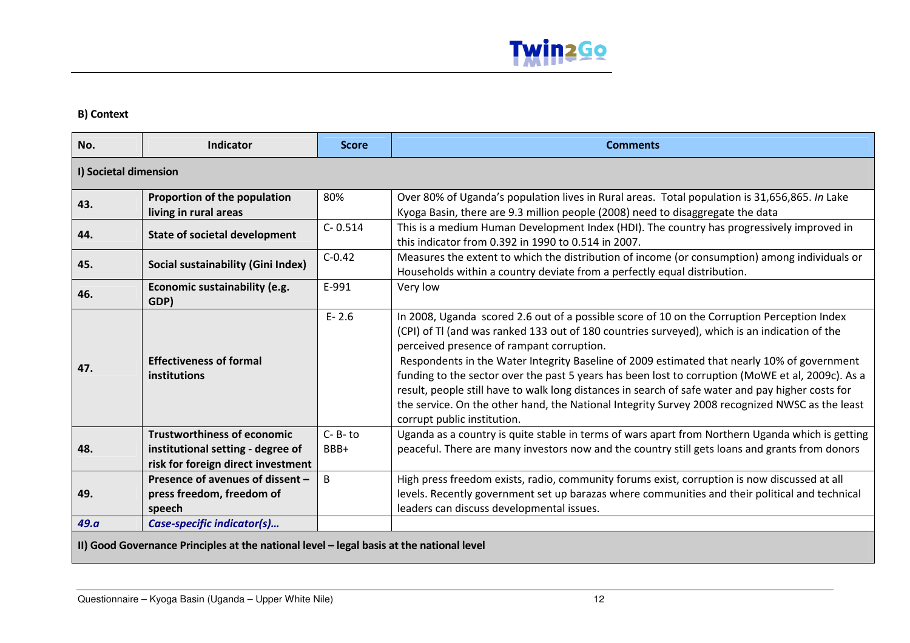**B) Context**

| No. | Indicator | Score | Comments |
|---|---|---|---|
| **I) Societal dimension** | | | |
| **43.** | **Proportion of the population living in rural areas** | 80% | Over 80% of Uganda's population lives in Rural areas. Total population is 31,656,865. *In* Lake Kyoga Basin, there are 9.3 million people (2008) need to disaggregate the data |
| **44.** | **State of societal development** | C- 0.514 | This is a medium Human Development Index (HDI). The country has progressively improved in this indicator from 0.392 in 1990 to 0.514 in 2007. |
| **45.** | **Social sustainability (Gini Index)** | C-0.42 | Measures the extent to which the distribution of income (or consumption) among individuals or Households within a country deviate from a perfectly equal distribution. |
| **46.** | **Economic sustainability (e.g. GDP)** | E-991 | Very low |
| **47.** | **Effectiveness of formal institutions** | E- 2.6 | In 2008, Uganda scored 2.6 out of a possible score of 10 on the Corruption Perception Index (CPI) of TI (and was ranked 133 out of 180 countries surveyed), which is an indication of the perceived presence of rampant corruption.<br>Respondents in the Water Integrity Baseline of 2009 estimated that nearly 10% of government funding to the sector over the past 5 years has been lost to corruption (MoWE et al, 2009c). As a result, people still have to walk long distances in search of safe water and pay higher costs for the service. On the other hand, the National Integrity Survey 2008 recognized NWSC as the least corrupt public institution. |
| **48.** | **Trustworthiness of economic institutional setting - degree of risk for foreign direct investment** | C- B- to BBB+ | Uganda as a country is quite stable in terms of wars apart from Northern Uganda which is getting peaceful. There are many investors now and the country still gets loans and grants from donors |
| **49.** | **Presence of avenues of dissent – press freedom, freedom of speech** | B | High press freedom exists, radio, community forums exist, corruption is now discussed at all levels. Recently government set up barazas where communities and their political and technical leaders can discuss developmental issues. |
| ***49.a*** | ***Case-specific indicator(s)…*** | | |
| **II) Good Governance Principles at the national level – legal basis at the national level** | | | |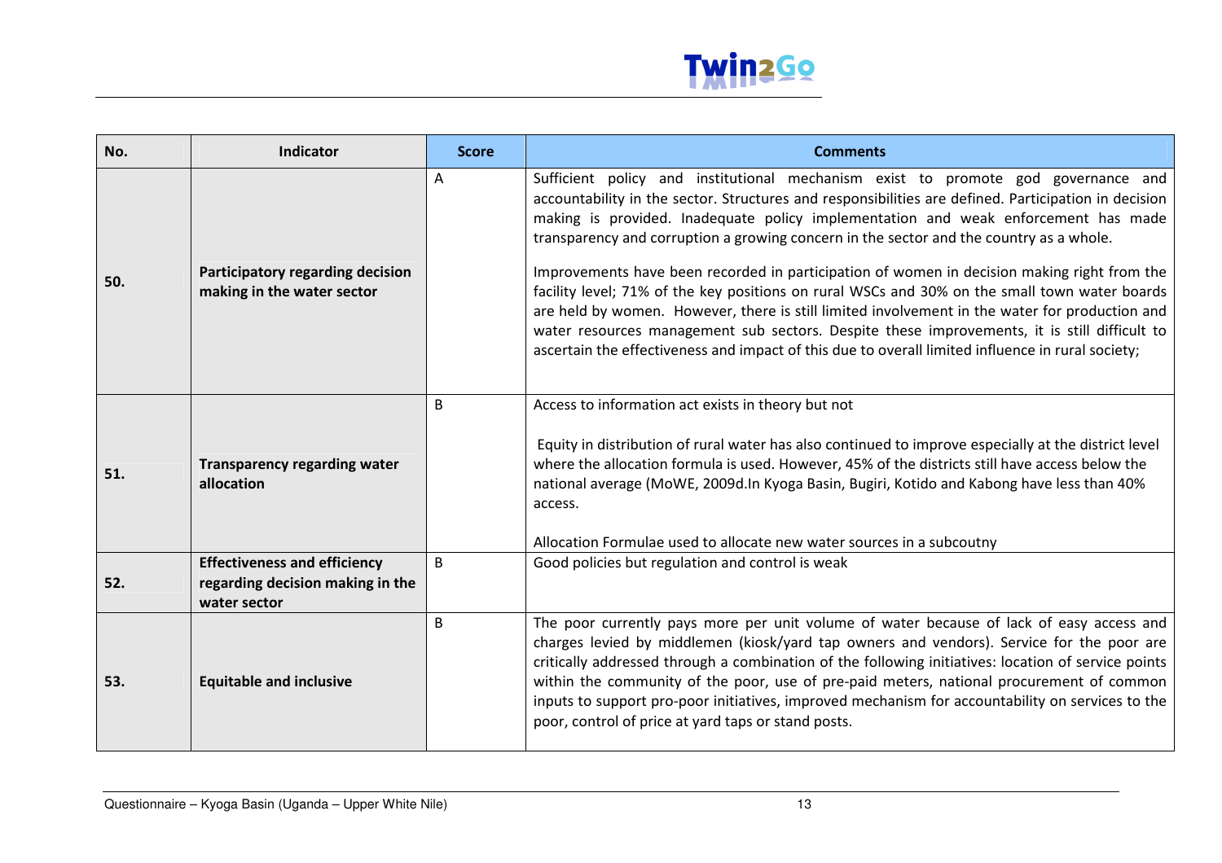| No. | Indicator | Score | Comments |
|---|---|---|---|
| 50. | **Participatory regarding decision making in the water sector** | A | Sufficient policy and institutional mechanism exist to promote god governance and accountability in the sector. Structures and responsibilities are defined. Participation in decision making is provided. Inadequate policy implementation and weak enforcement has made transparency and corruption a growing concern in the sector and the country as a whole.<br><br>Improvements have been recorded in participation of women in decision making right from the facility level; 71% of the key positions on rural WSCs and 30% on the small town water boards are held by women. However, there is still limited involvement in the water for production and water resources management sub sectors. Despite these improvements, it is still difficult to ascertain the effectiveness and impact of this due to overall limited influence in rural society; |
| 51. | **Transparency regarding water allocation** | B | Access to information act exists in theory but not<br><br>Equity in distribution of rural water has also continued to improve especially at the district level where the allocation formula is used. However, 45% of the districts still have access below the national average (MoWE, 2009d.In Kyoga Basin, Bugiri, Kotido and Kabong have less than 40% access.<br><br>Allocation Formulae used to allocate new water sources in a subcoutny |
| 52. | **Effectiveness and efficiency regarding decision making in the water sector** | B | Good policies but regulation and control is weak |
| 53. | **Equitable and inclusive** | B | The poor currently pays more per unit volume of water because of lack of easy access and charges levied by middlemen (kiosk/yard tap owners and vendors). Service for the poor are critically addressed through a combination of the following initiatives: location of service points within the community of the poor, use of pre-paid meters, national procurement of common inputs to support pro-poor initiatives, improved mechanism for accountability on services to the poor, control of price at yard taps or stand posts. |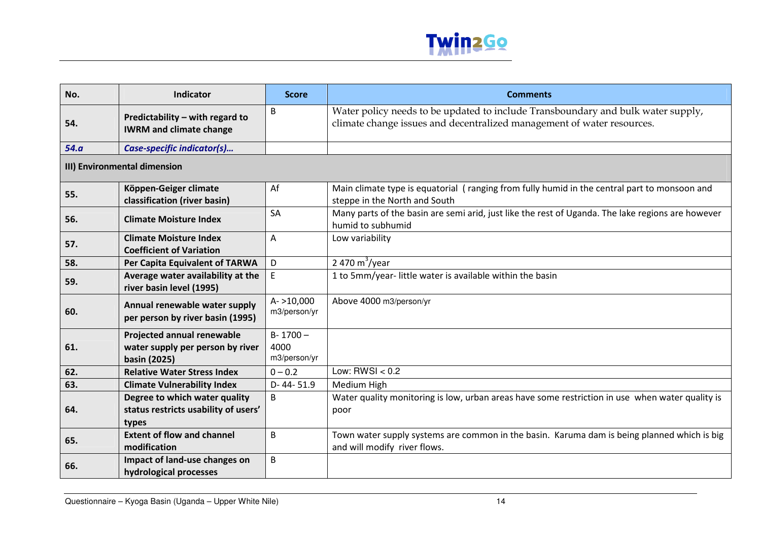| No. | Indicator | Score | Comments |
|---|---|---|---|
| 54. | **Predictability – with regard to IWRM and climate change** | B | Water policy needs to be updated to include Transboundary and bulk water supply, climate change issues and decentralized management of water resources. |
| ***54.a*** | ***Case-specific indicator(s)…*** | | |
| **III) Environmental dimension** | | | |
| 55. | **Köppen-Geiger climate classification (river basin)** | Af | Main climate type is equatorial ( ranging from fully humid in the central part to monsoon and steppe in the North and South |
| 56. | **Climate Moisture Index** | SA | Many parts of the basin are semi arid, just like the rest of Uganda. The lake regions are however humid to subhumid |
| 57. | **Climate Moisture Index Coefficient of Variation** | A | Low variability |
| 58. | **Per Capita Equivalent of TARWA** | D | 2 470 $m^3$/year |
| 59. | **Average water availability at the river basin level (1995)** | E | 1 to 5mm/year- little water is available within the basin |
| 60. | **Annual renewable water supply per person by river basin (1995)** | A- >10,000 m3/person/yr | Above 4000 m3/person/yr |
| 61. | **Projected annual renewable water supply per person by river basin (2025)** | B- 1700 – 4000 m3/person/yr | |
| 62. | **Relative Water Stress Index** | 0 – 0.2 | Low: RWSI < 0.2 |
| 63. | **Climate Vulnerability Index** | D- 44- 51.9 | Medium High |
| 64. | **Degree to which water quality status restricts usability of users' types** | B | Water quality monitoring is low, urban areas have some restriction in use when water quality is poor |
| 65. | **Extent of flow and channel modification** | B | Town water supply systems are common in the basin. Karuma dam is being planned which is big and will modify river flows. |
| 66. | **Impact of land-use changes on hydrological processes** | B | |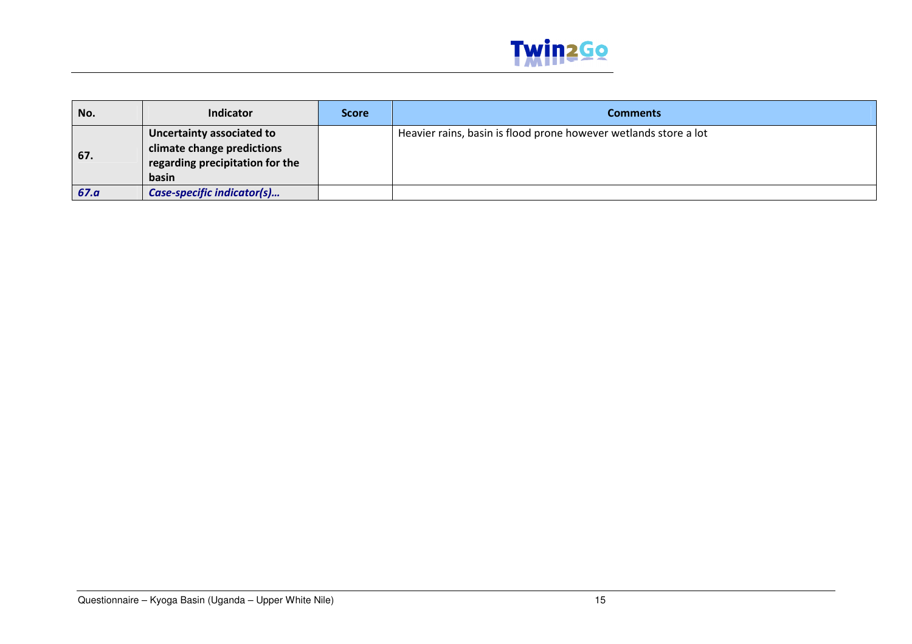| No. | Indicator | Score | Comments |
|---|---|---|---|
| 67. | **Uncertainty associated to climate change predictions regarding precipitation for the basin** | | Heavier rains, basin is flood prone however wetlands store a lot |
| ***67.a*** | ***Case-specific indicator(s)…*** | | |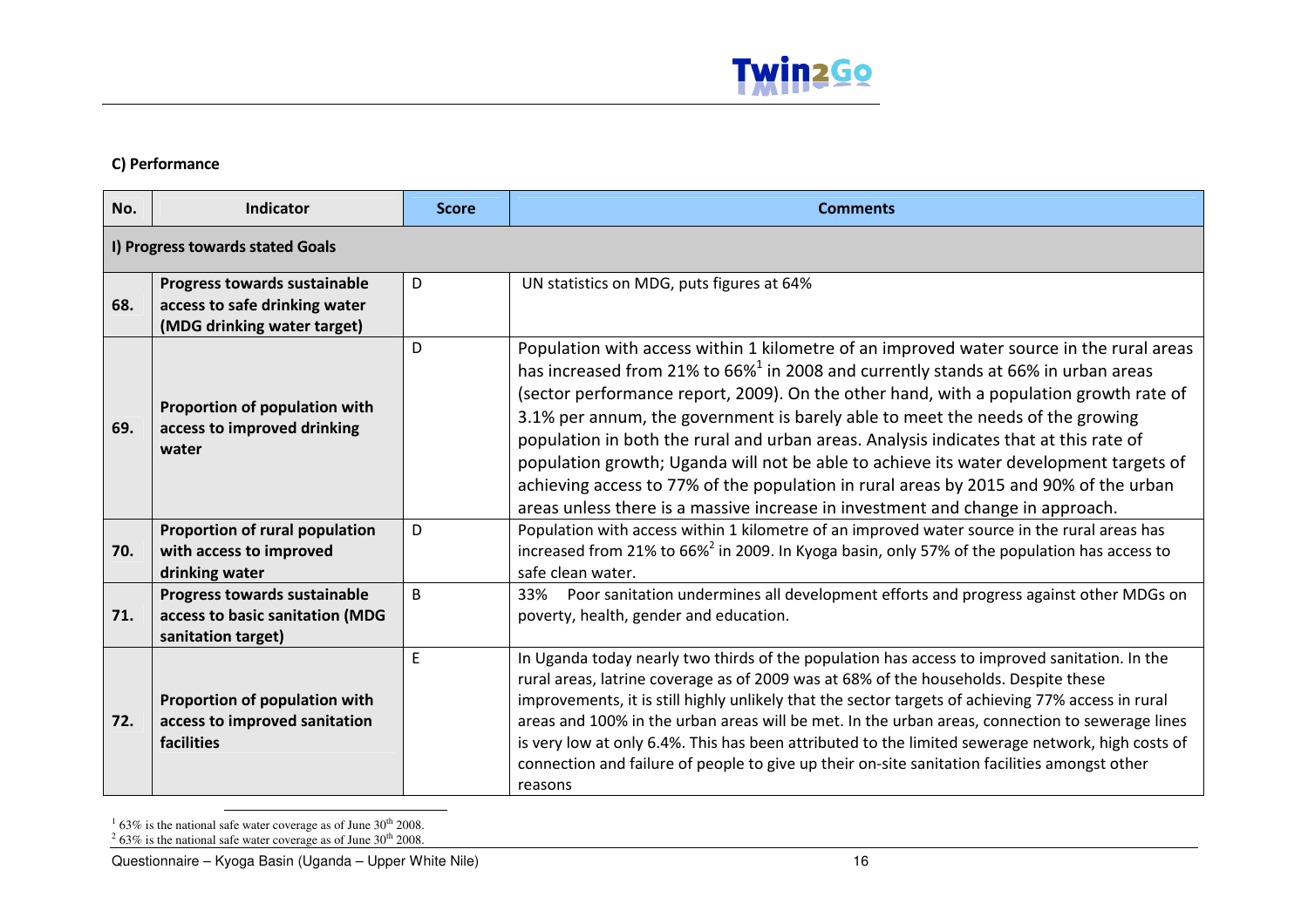**C) Performance**

| No. | Indicator | Score | Comments |
|---|---|---|---|
| **I) Progress towards stated Goals** | | | |
| **68.** | **Progress towards sustainable access to safe drinking water (MDG drinking water target)** | D | UN statistics on MDG, puts figures at 64% |
| **69.** | **Proportion of population with access to improved drinking water** | D | Population with access within 1 kilometre of an improved water source in the rural areas has increased from 21% to 66%[1] in 2008 and currently stands at 66% in urban areas (sector performance report, 2009). On the other hand, with a population growth rate of 3.1% per annum, the government is barely able to meet the needs of the growing population in both the rural and urban areas. Analysis indicates that at this rate of population growth; Uganda will not be able to achieve its water development targets of achieving access to 77% of the population in rural areas by 2015 and 90% of the urban areas unless there is a massive increase in investment and change in approach. |
| **70.** | **Proportion of rural population with access to improved drinking water** | D | Population with access within 1 kilometre of an improved water source in the rural areas has increased from 21% to 66%[2] in 2009. In Kyoga basin, only 57% of the population has access to safe clean water. |
| **71.** | **Progress towards sustainable access to basic sanitation (MDG sanitation target)** | B | 33% Poor sanitation undermines all development efforts and progress against other MDGs on poverty, health, gender and education. |
| **72.** | **Proportion of population with access to improved sanitation facilities** | E | In Uganda today nearly two thirds of the population has access to improved sanitation. In the rural areas, latrine coverage as of 2009 was at 68% of the households. Despite these improvements, it is still highly unlikely that the sector targets of achieving 77% access in rural areas and 100% in the urban areas will be met. In the urban areas, connection to sewerage lines is very low at only 6.4%. This has been attributed to the limited sewerage network, high costs of connection and failure of people to give up their on-site sanitation facilities amongst other reasons |

[1] 63% is the national safe water coverage as of June 30th 2008.
[2] 63% is the national safe water coverage as of June 30th 2008.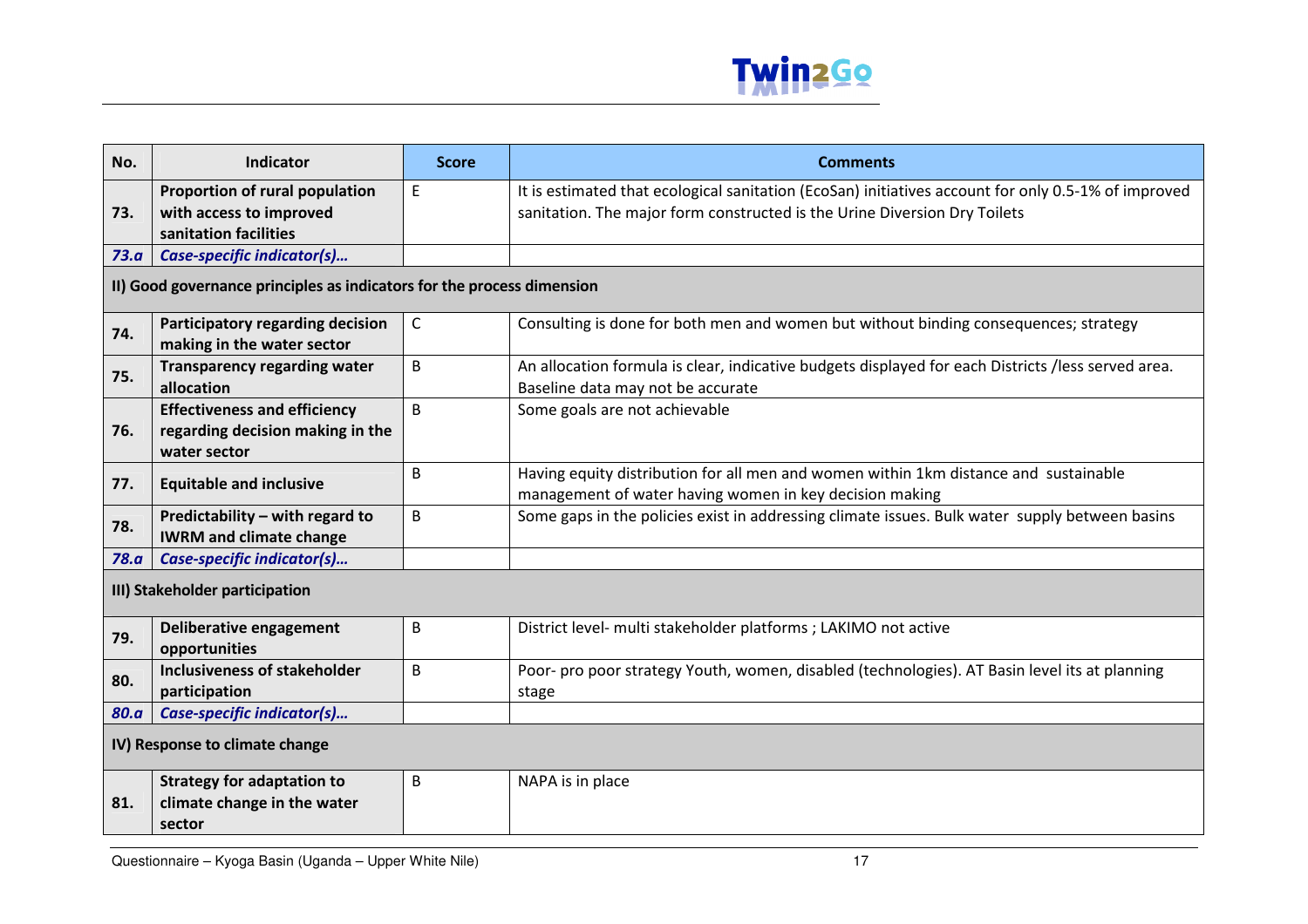| No. | Indicator | Score | Comments |
|---|---|---|---|
| 73. | **Proportion of rural population with access to improved sanitation facilities** | E | It is estimated that ecological sanitation (EcoSan) initiatives account for only 0.5-1% of improved sanitation. The major form constructed is the Urine Diversion Dry Toilets |
| ***73.a*** | ***Case-specific indicator(s)…*** | | |
| **II) Good governance principles as indicators for the process dimension** | | | |
| 74. | **Participatory regarding decision making in the water sector** | C | Consulting is done for both men and women but without binding consequences; strategy |
| 75. | **Transparency regarding water allocation** | B | An allocation formula is clear, indicative budgets displayed for each Districts /less served area. Baseline data may not be accurate |
| 76. | **Effectiveness and efficiency regarding decision making in the water sector** | B | Some goals are not achievable |
| 77. | **Equitable and inclusive** | B | Having equity distribution for all men and women within 1km distance and sustainable management of water having women in key decision making |
| 78. | **Predictability – with regard to IWRM and climate change** | B | Some gaps in the policies exist in addressing climate issues. Bulk water supply between basins |
| ***78.a*** | ***Case-specific indicator(s)…*** | | |
| **III) Stakeholder participation** | | | |
| 79. | **Deliberative engagement opportunities** | B | District level- multi stakeholder platforms ; LAKIMO not active |
| 80. | **Inclusiveness of stakeholder participation** | B | Poor- pro poor strategy Youth, women, disabled (technologies). AT Basin level its at planning stage |
| ***80.a*** | ***Case-specific indicator(s)…*** | | |
| **IV) Response to climate change** | | | |
| 81. | **Strategy for adaptation to climate change in the water sector** | B | NAPA is in place |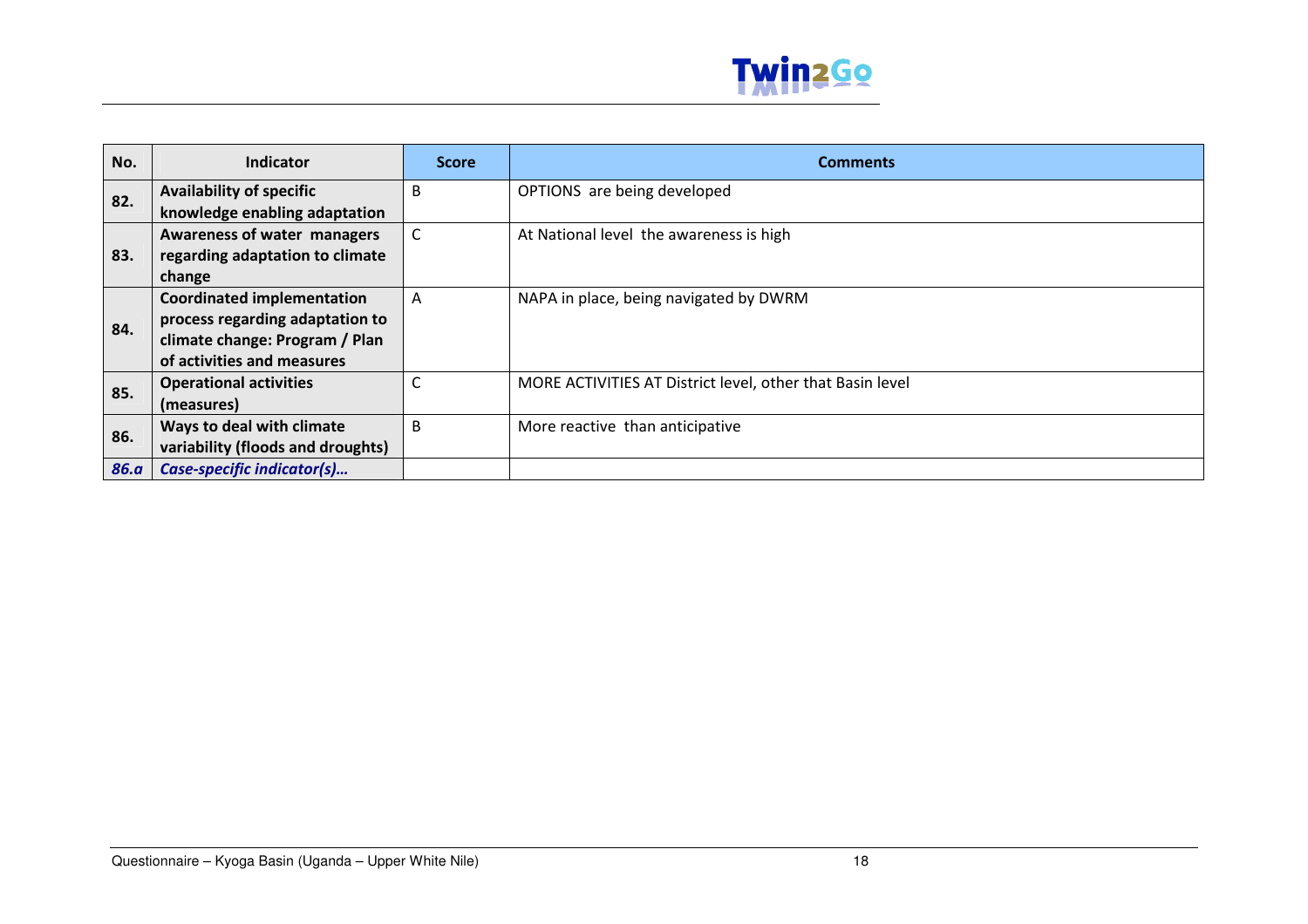| No. | Indicator | Score | Comments |
|---|---|---|---|
| **82.** | **Availability of specific knowledge enabling adaptation** | B | OPTIONS are being developed |
| **83.** | **Awareness of water managers regarding adaptation to climate change** | C | At National level the awareness is high |
| **84.** | **Coordinated implementation process regarding adaptation to climate change: Program / Plan of activities and measures** | A | NAPA in place, being navigated by DWRM |
| **85.** | **Operational activities (measures)** | C | MORE ACTIVITIES AT District level, other that Basin level |
| **86.** | **Ways to deal with climate variability (floods and droughts)** | B | More reactive than anticipative |
| ***86.a*** | ***Case-specific indicator(s)…*** | | |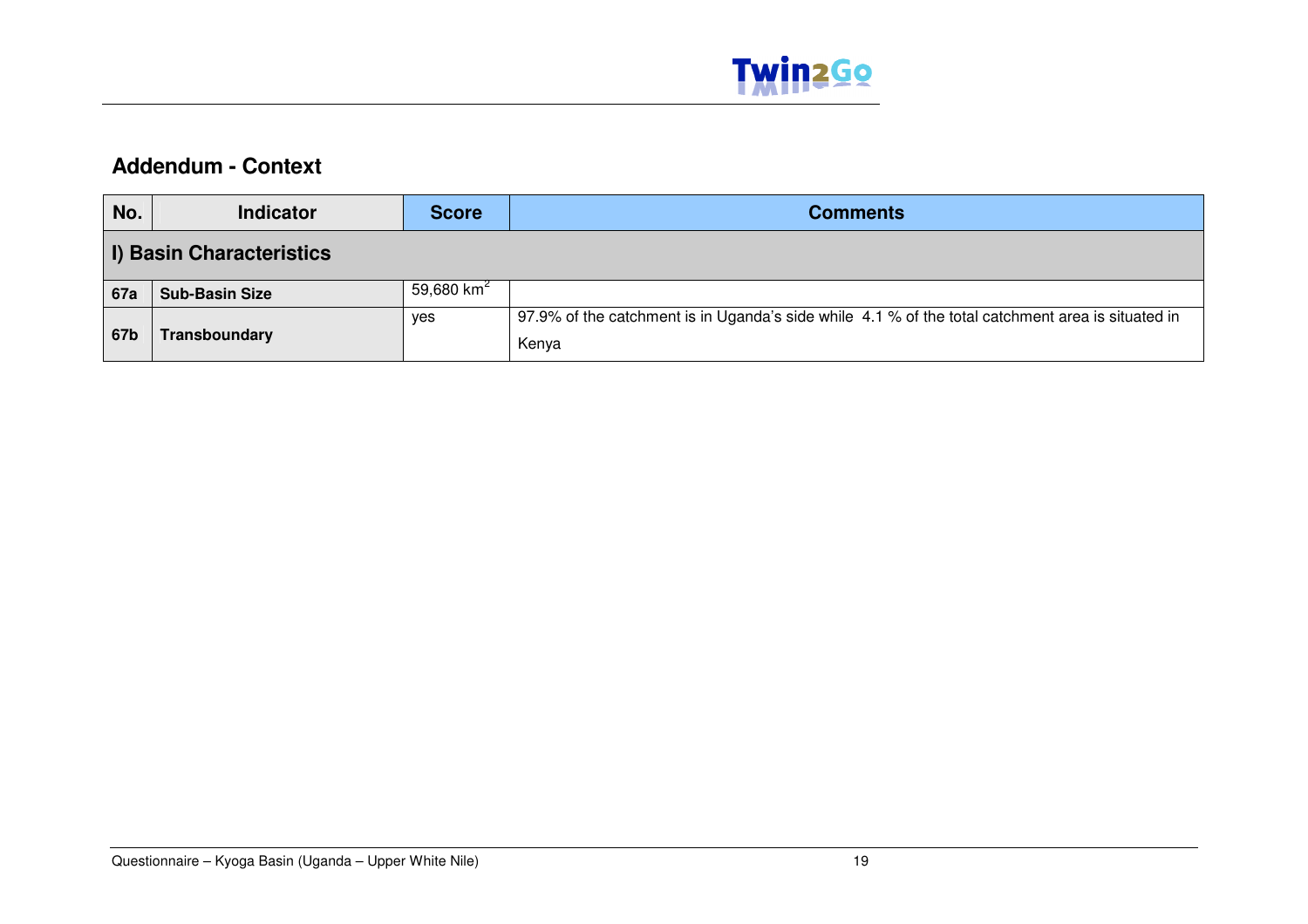## Addendum - Context

| No. | Indicator | Score | Comments |
|---|---|---|---|
| **I) Basin Characteristics** | | | |
| **67a** | **Sub-Basin Size** | 59,680 $km^2$ | |
| **67b** | **Transboundary** | yes | 97.9% of the catchment is in Uganda's side while 4.1 % of the total catchment area is situated in Kenya |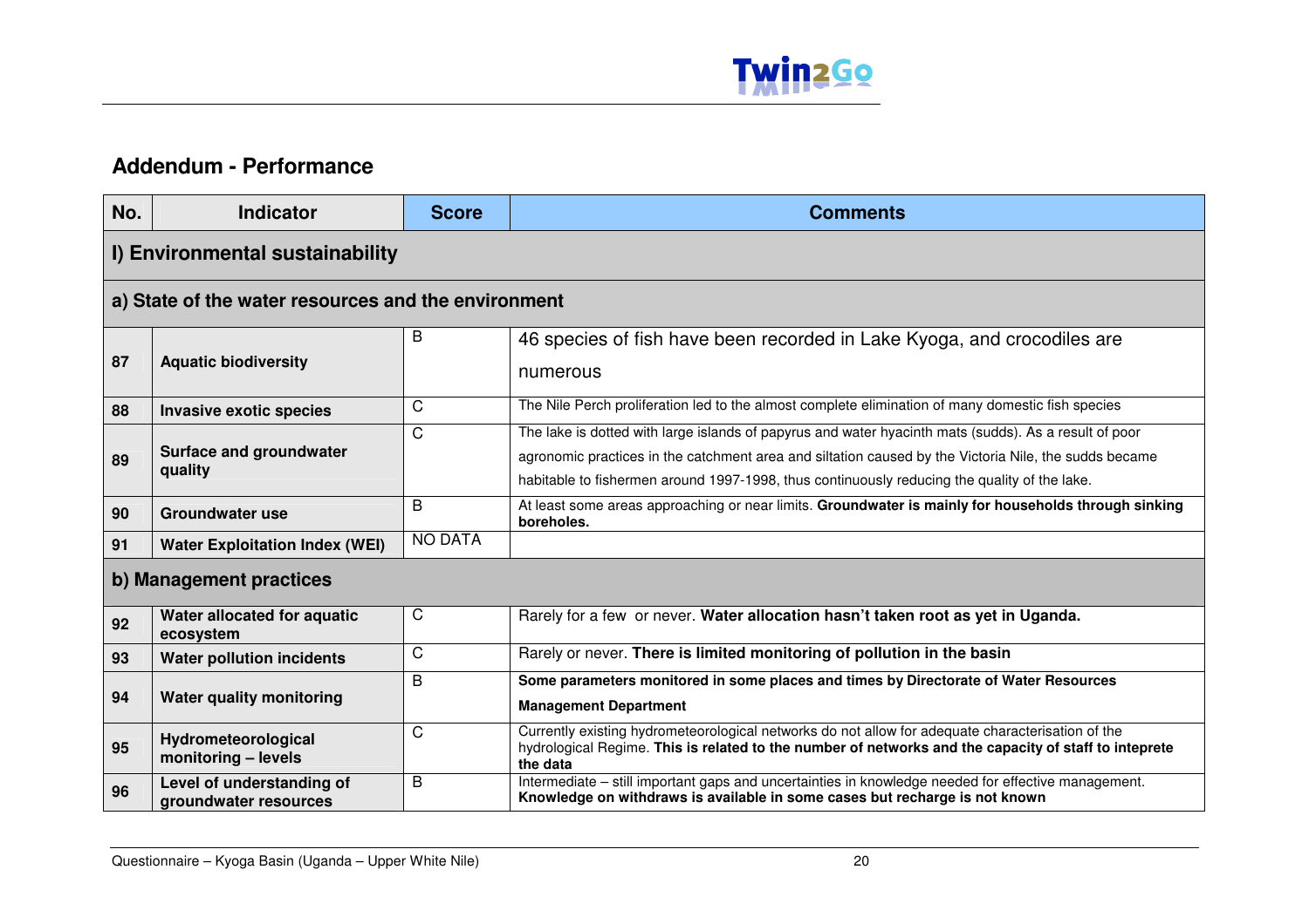## Addendum - Performance

| No. | Indicator | Score | Comments |
|---|---|---|---|
| **I) Environmental sustainability** | | | |
| **a) State of the water resources and the environment** | | | |
| 87 | **Aquatic biodiversity** | B | 46 species of fish have been recorded in Lake Kyoga, and crocodiles are numerous |
| 88 | **Invasive exotic species** | C | The Nile Perch proliferation led to the almost complete elimination of many domestic fish species |
| 89 | **Surface and groundwater quality** | C | The lake is dotted with large islands of papyrus and water hyacinth mats (sudds). As a result of poor agronomic practices in the catchment area and siltation caused by the Victoria Nile, the sudds became habitable to fishermen around 1997-1998, thus continuously reducing the quality of the lake. |
| 90 | **Groundwater use** | B | At least some areas approaching or near limits. **Groundwater is mainly for households through sinking boreholes.** |
| 91 | **Water Exploitation Index (WEI)** | NO DATA | |
| **b) Management practices** | | | |
| 92 | **Water allocated for aquatic ecosystem** | C | Rarely for a few or never. **Water allocation hasn't taken root as yet in Uganda.** |
| 93 | **Water pollution incidents** | C | Rarely or never. **There is limited monitoring of pollution in the basin** |
| 94 | **Water quality monitoring** | B | **Some parameters monitored in some places and times by Directorate of Water Resources Management Department** |
| 95 | **Hydrometeorological monitoring – levels** | C | Currently existing hydrometeorological networks do not allow for adequate characterisation of the hydrological Regime. **This is related to the number of networks and the capacity of staff to inteprete the data** |
| 96 | **Level of understanding of groundwater resources** | B | Intermediate – still important gaps and uncertainties in knowledge needed for effective management. **Knowledge on withdraws is available in some cases but recharge is not known** |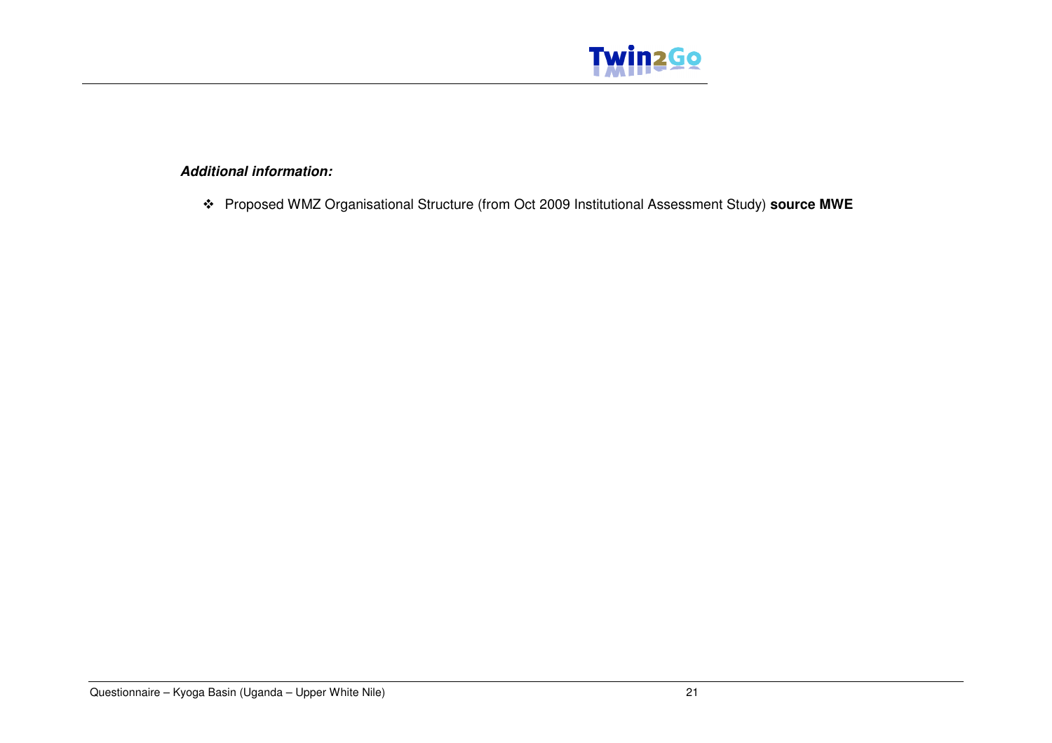***Additional information:***

- Proposed WMZ Organisational Structure (from Oct 2009 Institutional Assessment Study) **source MWE**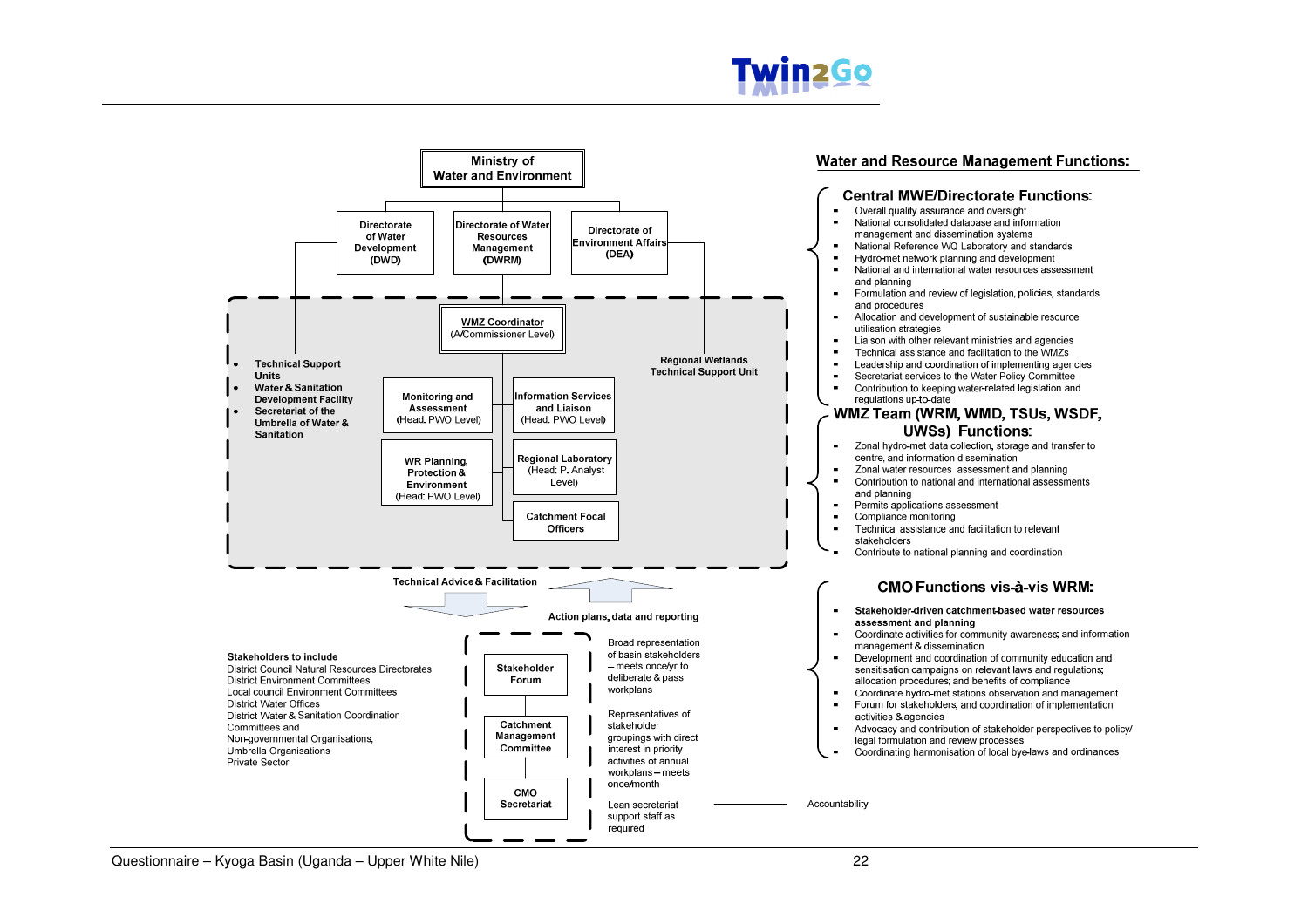Ministry of Water and Environment

- Directorate of Water Development (DWD)
- Directorate of Water Resources Management (DWRM)
- Directorate of Environment Affairs (DEA)

**WMZ Coordinator** (A/Commissioner Level)

- Technical Support Units
- Water & Sanitation Development Facility
- Secretariat of the Umbrella of Water & Sanitation

Regional Wetlands Technical Support Unit

- Monitoring and Assessment (Head: PWO Level)
- Information Services and Liaison (Head: PWO Level)
- WR Planning, Protection & Environment (Head: PWO Level)
- Regional Laboratory (Head: P. Analyst Level)
- Catchment Focal Officers

Technical Advice & Facilitation

Action plans, data and reporting

**Stakeholders to include**
District Council Natural Resources Directorates
District Environment Committees
Local council Environment Committees
District Water Offices
District Water & Sanitation Coordination Committees and
Non-governmental Organisations,
Umbrella Organisations
Private Sector

- Stakeholder Forum — Broad representation of basin stakeholders – meets once/yr to deliberate & pass workplans
- Catchment Management Committee — Representatives of stakeholder groupings with direct interest in priority activities of annual workplans – meets once/month
- CMO Secretariat — Lean secretariat support staff as required

Accountability

## Water and Resource Management Functions:

### Central MWE/Directorate Functions:

- Overall quality assurance and oversight
- National consolidated database and information management and dissemination systems
- National Reference WQ Laboratory and standards
- Hydro-met network planning and development
- National and international water resources assessment and planning
- Formulation and review of legislation, policies, standards and procedures
- Allocation and development of sustainable resource utilisation strategies
- Liaison with other relevant ministries and agencies
- Technical assistance and facilitation to the WMZs
- Leadership and coordination of implementing agencies
- Secretariat services to the Water Policy Committee
- Contribution to keeping water-related legislation and regulations up-to-date

### WMZ Team (WRM, WMD, TSUs, WSDF, UWSs) Functions:

- Zonal hydro-met data collection, storage and transfer to centre, and information dissemination
- Zonal water resources assessment and planning
- Contribution to national and international assessments and planning
- Permits applications assessment
- Compliance monitoring
- Technical assistance and facilitation to relevant stakeholders
- Contribute to national planning and coordination

### CMO Functions vis-à-vis WRM:

- **Stakeholder-driven catchment-based water resources assessment and planning**
- Coordinate activities for community awareness; and information management & dissemination
- Development and coordination of community education and sensitisation campaigns on relevant laws and regulations; allocation procedures; and benefits of compliance
- Coordinate hydro-met stations observation and management
- Forum for stakeholders, and coordination of implementation activities & agencies
- Advocacy and contribution of stakeholder perspectives to policy/ legal formulation and review processes
- Coordinating harmonisation of local bye-laws and ordinances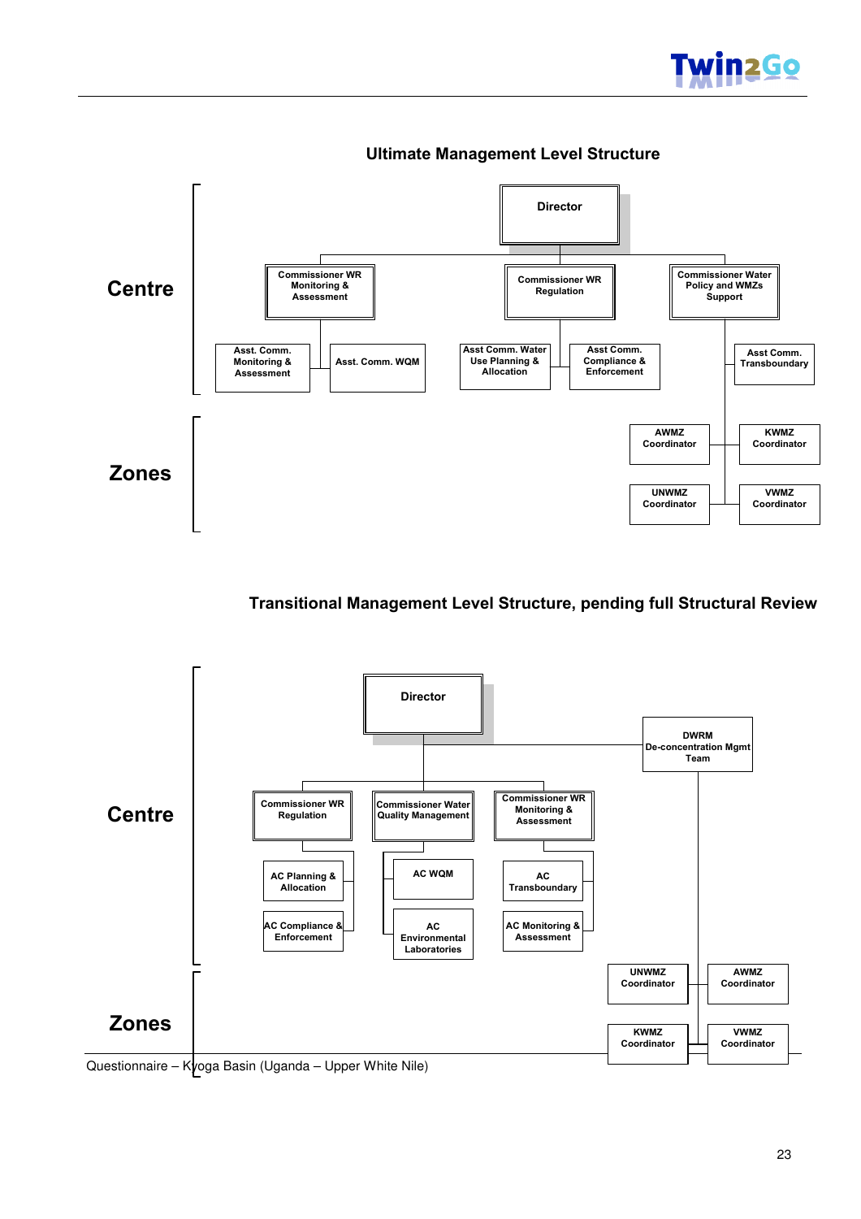## Ultimate Management Level Structure

**Centre**

Director

Commissioner WR Monitoring & Assessment

Commissioner WR Regulation

Commissioner Water Policy and WMZs Support

Asst. Comm. Monitoring & Assessment

Asst. Comm. WQM

Asst Comm. Water Use Planning & Allocation

Asst Comm. Compliance & Enforcement

Asst Comm. Transboundary

**Zones**

AWMZ Coordinator

KWMZ Coordinator

UNWMZ Coordinator

VWMZ Coordinator

## Transitional Management Level Structure, pending full Structural Review

**Centre**

Director

DWRM De-concentration Mgmt Team

Commissioner WR Regulation

Commissioner Water Quality Management

Commissioner WR Monitoring & Assessment

AC Planning & Allocation

AC Compliance & Enforcement

AC WQM

AC Environmental Laboratories

AC Transboundary

AC Monitoring & Assessment

**Zones**

UNWMZ Coordinator

AWMZ Coordinator

KWMZ Coordinator

VWMZ Coordinator